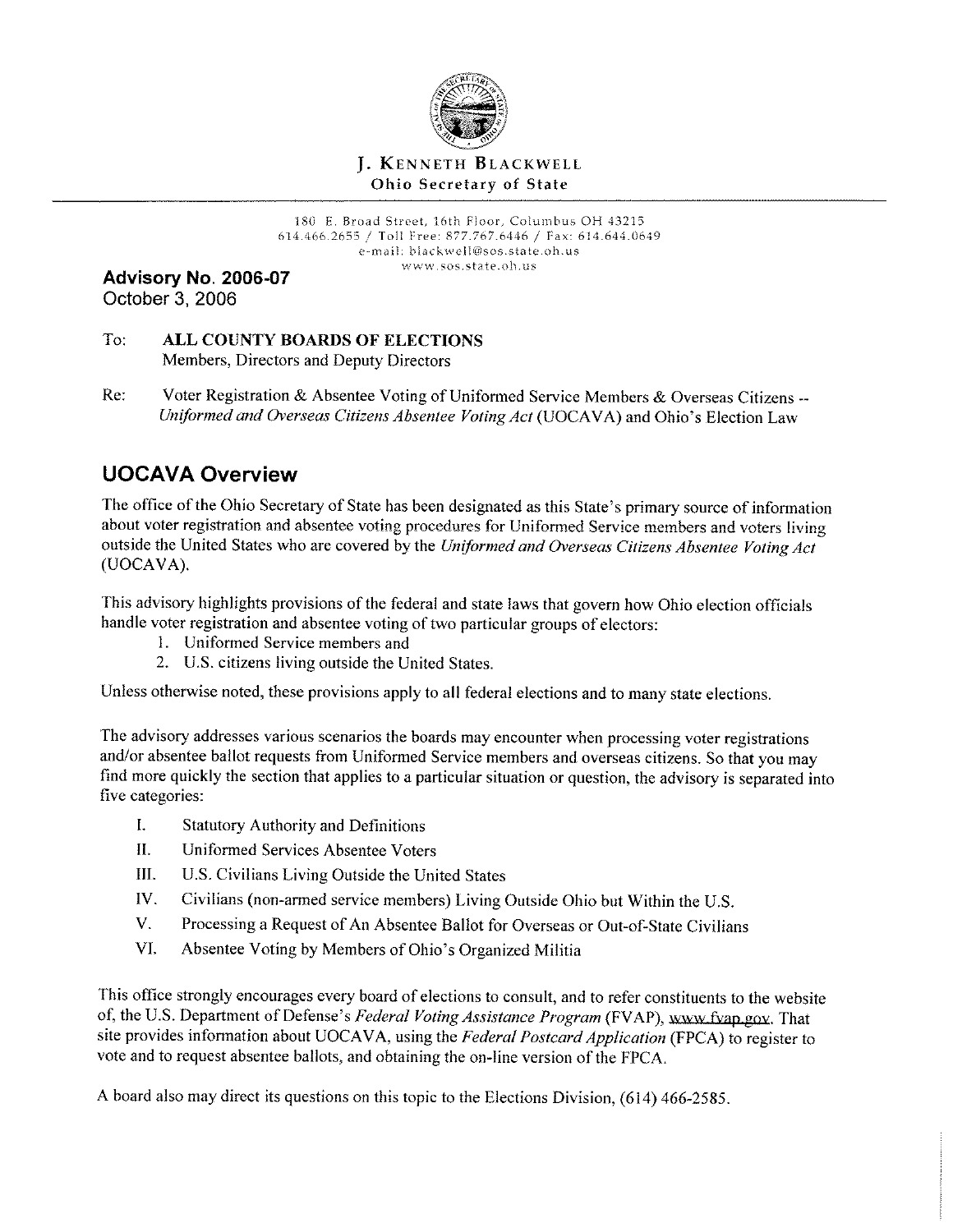J. KENNETH BLACKWELL
Ohio Secretary of State

180 E. Broad Street, 16th Floor, Columbus OH 43215
614.466.2655 / Toll Free: 877.767.6446 / Fax: 614.644.0649
e-mail: blackwell@sos.state.oh.us
www.sos.state.oh.us

**Advisory No. 2006-07**
October 3, 2006

To: **ALL COUNTY BOARDS OF ELECTIONS**
Members, Directors and Deputy Directors

Re: Voter Registration & Absentee Voting of Uniformed Service Members & Overseas Citizens -- *Uniformed and Overseas Citizens Absentee Voting Act* (UOCAVA) and Ohio's Election Law

## UOCAVA Overview

The office of the Ohio Secretary of State has been designated as this State's primary source of information about voter registration and absentee voting procedures for Uniformed Service members and voters living outside the United States who are covered by the *Uniformed and Overseas Citizens Absentee Voting Act* (UOCAVA).

This advisory highlights provisions of the federal and state laws that govern how Ohio election officials handle voter registration and absentee voting of two particular groups of electors:

1. Uniformed Service members and
2. U.S. citizens living outside the United States.

Unless otherwise noted, these provisions apply to all federal elections and to many state elections.

The advisory addresses various scenarios the boards may encounter when processing voter registrations and/or absentee ballot requests from Uniformed Service members and overseas citizens. So that you may find more quickly the section that applies to a particular situation or question, the advisory is separated into five categories:

I. Statutory Authority and Definitions
II. Uniformed Services Absentee Voters
III. U.S. Civilians Living Outside the United States
IV. Civilians (non-armed service members) Living Outside Ohio but Within the U.S.
V. Processing a Request of An Absentee Ballot for Overseas or Out-of-State Civilians
VI. Absentee Voting by Members of Ohio's Organized Militia

This office strongly encourages every board of elections to consult, and to refer constituents to the website of, the U.S. Department of Defense's *Federal Voting Assistance Program* (FVAP), www.fvap.gov. That site provides information about UOCAVA, using the *Federal Postcard Application* (FPCA) to register to vote and to request absentee ballots, and obtaining the on-line version of the FPCA.

A board also may direct its questions on this topic to the Elections Division, (614) 466-2585.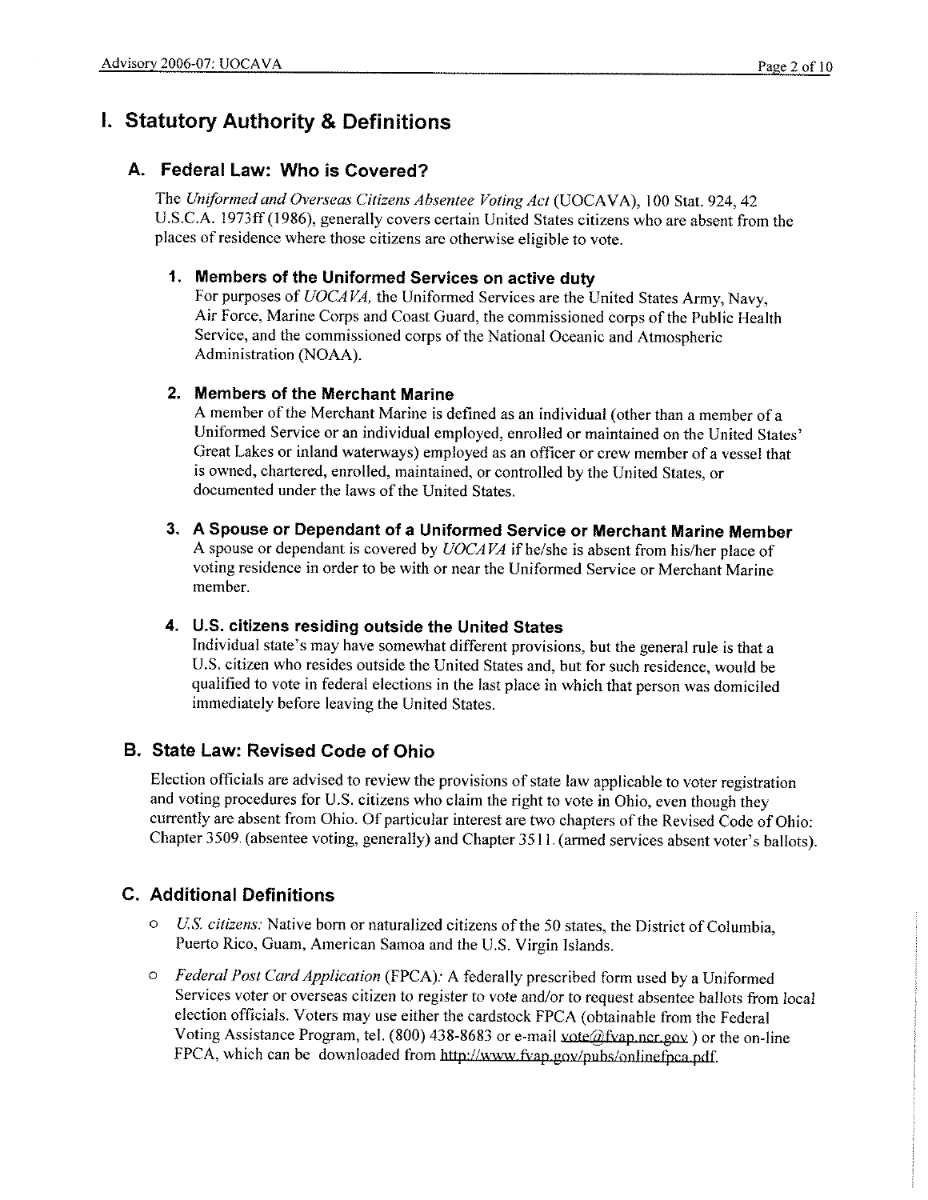# I. Statutory Authority & Definitions

## A. Federal Law: Who is Covered?

The *Uniformed and Overseas Citizens Absentee Voting Act* (UOCAVA), 100 Stat. 924, 42 U.S.C.A. 1973ff (1986), generally covers certain United States citizens who are absent from the places of residence where those citizens are otherwise eligible to vote.

### 1. Members of the Uniformed Services on active duty

For purposes of *UOCAVA,* the Uniformed Services are the United States Army, Navy, Air Force, Marine Corps and Coast Guard, the commissioned corps of the Public Health Service, and the commissioned corps of the National Oceanic and Atmospheric Administration (NOAA).

### 2. Members of the Merchant Marine

A member of the Merchant Marine is defined as an individual (other than a member of a Uniformed Service or an individual employed, enrolled or maintained on the United States' Great Lakes or inland waterways) employed as an officer or crew member of a vessel that is owned, chartered, enrolled, maintained, or controlled by the United States, or documented under the laws of the United States.

### 3. A Spouse or Dependant of a Uniformed Service or Merchant Marine Member

A spouse or dependant is covered by *UOCAVA* if he/she is absent from his/her place of voting residence in order to be with or near the Uniformed Service or Merchant Marine member.

### 4. U.S. citizens residing outside the United States

Individual state's may have somewhat different provisions, but the general rule is that a U.S. citizen who resides outside the United States and, but for such residence, would be qualified to vote in federal elections in the last place in which that person was domiciled immediately before leaving the United States.

## B. State Law: Revised Code of Ohio

Election officials are advised to review the provisions of state law applicable to voter registration and voting procedures for U.S. citizens who claim the right to vote in Ohio, even though they currently are absent from Ohio. Of particular interest are two chapters of the Revised Code of Ohio: Chapter 3509. (absentee voting, generally) and Chapter 3511. (armed services absent voter's ballots).

## C. Additional Definitions

- *U.S. citizens:* Native born or naturalized citizens of the 50 states, the District of Columbia, Puerto Rico, Guam, American Samoa and the U.S. Virgin Islands.
- *Federal Post Card Application* (FPCA)*:* A federally prescribed form used by a Uniformed Services voter or overseas citizen to register to vote and/or to request absentee ballots from local election officials. Voters may use either the cardstock FPCA (obtainable from the Federal Voting Assistance Program, tel. (800) 438-8683 or e-mail vote@fvap.ncr.gov ) or the on-line FPCA, which can be downloaded from http://www.fvap.gov/pubs/onlinefpca.pdf.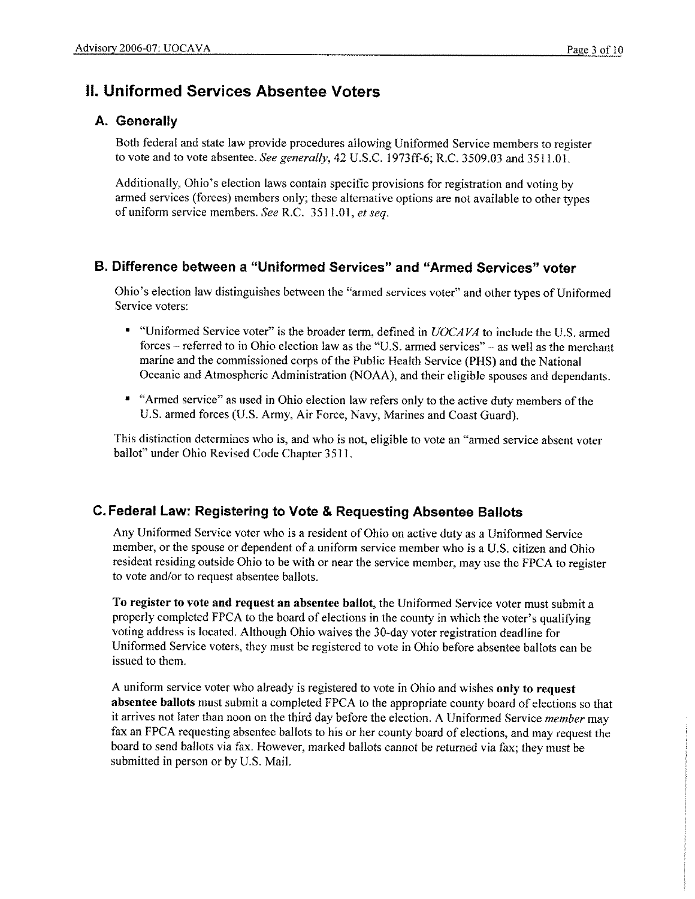## II. Uniformed Services Absentee Voters

### A. Generally

Both federal and state law provide procedures allowing Uniformed Service members to register to vote and to vote absentee. *See generally*, 42 U.S.C. 1973ff-6; R.C. 3509.03 and 3511.01.

Additionally, Ohio's election laws contain specific provisions for registration and voting by armed services (forces) members only; these alternative options are not available to other types of uniform service members. *See* R.C. 3511.01, *et seq.*

### B. Difference between a "Uniformed Services" and "Armed Services" voter

Ohio's election law distinguishes between the "armed services voter" and other types of Uniformed Service voters:

- "Uniformed Service voter" is the broader term, defined in *UOCAVA* to include the U.S. armed forces – referred to in Ohio election law as the "U.S. armed services" – as well as the merchant marine and the commissioned corps of the Public Health Service (PHS) and the National Oceanic and Atmospheric Administration (NOAA), and their eligible spouses and dependants.
- "Armed service" as used in Ohio election law refers only to the active duty members of the U.S. armed forces (U.S. Army, Air Force, Navy, Marines and Coast Guard).

This distinction determines who is, and who is not, eligible to vote an "armed service absent voter ballot" under Ohio Revised Code Chapter 3511.

### C. Federal Law: Registering to Vote & Requesting Absentee Ballots

Any Uniformed Service voter who is a resident of Ohio on active duty as a Uniformed Service member, or the spouse or dependent of a uniform service member who is a U.S. citizen and Ohio resident residing outside Ohio to be with or near the service member, may use the FPCA to register to vote and/or to request absentee ballots.

**To register to vote and request an absentee ballot**, the Uniformed Service voter must submit a properly completed FPCA to the board of elections in the county in which the voter's qualifying voting address is located. Although Ohio waives the 30-day voter registration deadline for Uniformed Service voters, they must be registered to vote in Ohio before absentee ballots can be issued to them.

A uniform service voter who already is registered to vote in Ohio and wishes **only to request absentee ballots** must submit a completed FPCA to the appropriate county board of elections so that it arrives not later than noon on the third day before the election. A Uniformed Service *member* may fax an FPCA requesting absentee ballots to his or her county board of elections, and may request the board to send ballots via fax. However, marked ballots cannot be returned via fax; they must be submitted in person or by U.S. Mail.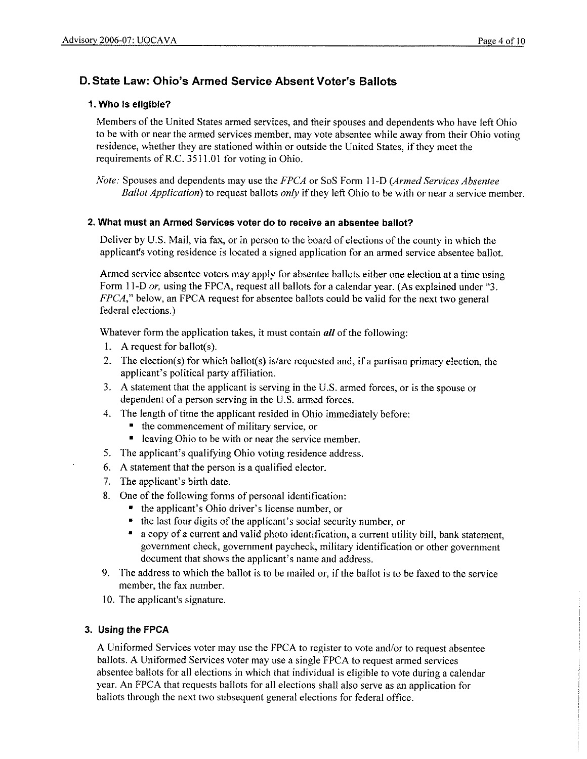## D. State Law: Ohio's Armed Service Absent Voter's Ballots

### 1. Who is eligible?

Members of the United States armed services, and their spouses and dependents who have left Ohio to be with or near the armed services member, may vote absentee while away from their Ohio voting residence, whether they are stationed within or outside the United States, if they meet the requirements of R.C. 3511.01 for voting in Ohio.

*Note:* Spouses and dependents may use the *FPCA* or SoS Form 11-D (*Armed Services Absentee Ballot Application*) to request ballots *only* if they left Ohio to be with or near a service member.

### 2. What must an Armed Services voter do to receive an absentee ballot?

Deliver by U.S. Mail, via fax, or in person to the board of elections of the county in which the applicant's voting residence is located a signed application for an armed service absentee ballot.

Armed service absentee voters may apply for absentee ballots either one election at a time using Form 11-D *or,* using the FPCA, request all ballots for a calendar year. (As explained under "3. *FPCA*," below, an FPCA request for absentee ballots could be valid for the next two general federal elections.)

Whatever form the application takes, it must contain ***all*** of the following:

1. A request for ballot(s).
2. The election(s) for which ballot(s) is/are requested and, if a partisan primary election, the applicant's political party affiliation.
3. A statement that the applicant is serving in the U.S. armed forces, or is the spouse or dependent of a person serving in the U.S. armed forces.
4. The length of time the applicant resided in Ohio immediately before:
   - the commencement of military service, or
   - leaving Ohio to be with or near the service member.
5. The applicant's qualifying Ohio voting residence address.
6. A statement that the person is a qualified elector.
7. The applicant's birth date.
8. One of the following forms of personal identification:
   - the applicant's Ohio driver's license number, or
   - the last four digits of the applicant's social security number, or
   - a copy of a current and valid photo identification, a current utility bill, bank statement, government check, government paycheck, military identification or other government document that shows the applicant's name and address.
9. The address to which the ballot is to be mailed or, if the ballot is to be faxed to the service member, the fax number.
10. The applicant's signature.

### 3. Using the FPCA

A Uniformed Services voter may use the FPCA to register to vote and/or to request absentee ballots. A Uniformed Services voter may use a single FPCA to request armed services absentee ballots for all elections in which that individual is eligible to vote during a calendar year. An FPCA that requests ballots for all elections shall also serve as an application for ballots through the next two subsequent general elections for federal office.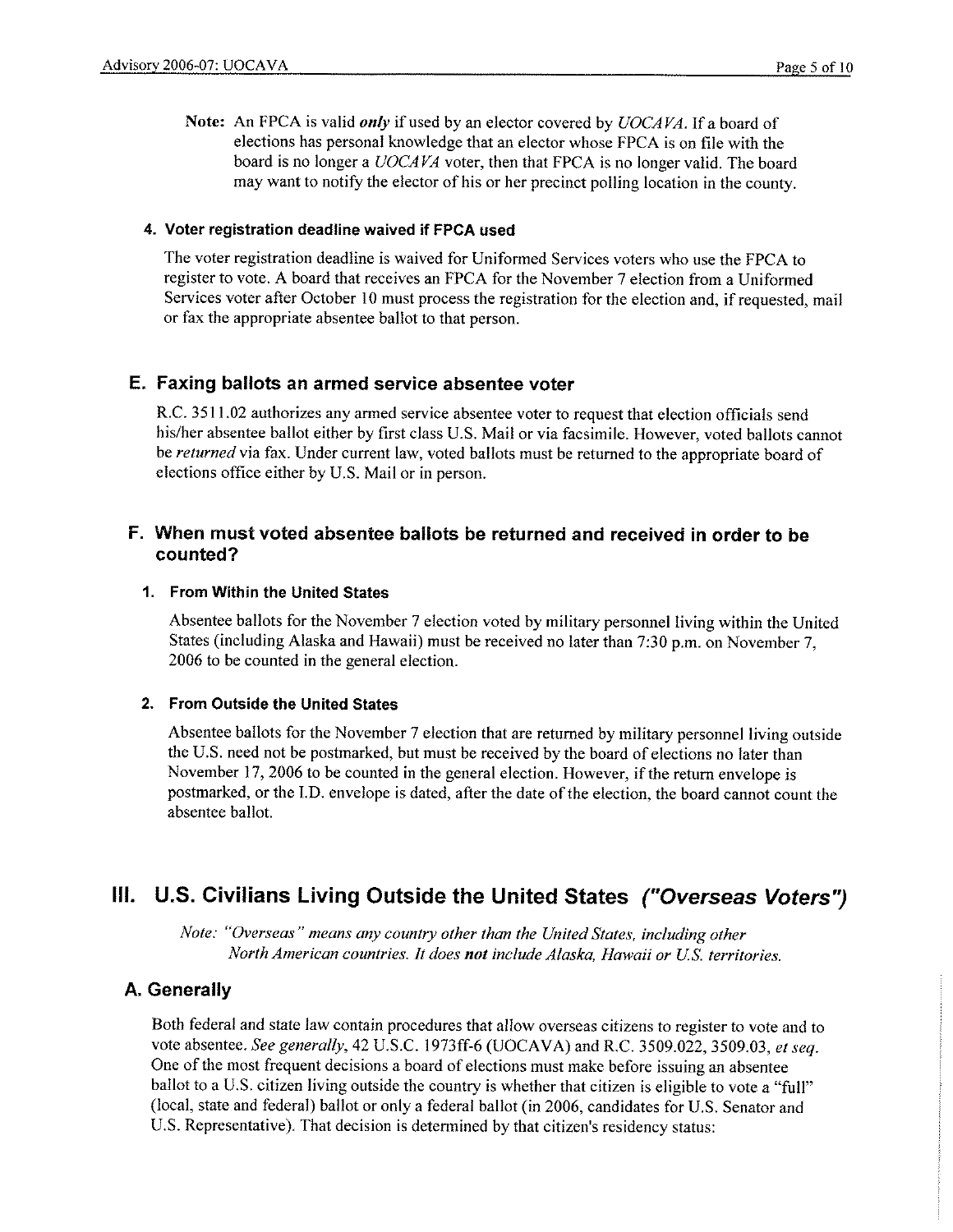**Note:** An FPCA is valid ***only*** if used by an elector covered by *UOCAVA*. If a board of elections has personal knowledge that an elector whose FPCA is on file with the board is no longer a *UOCAVA* voter, then that FPCA is no longer valid. The board may want to notify the elector of his or her precinct polling location in the county.

#### 4. Voter registration deadline waived if FPCA used

The voter registration deadline is waived for Uniformed Services voters who use the FPCA to register to vote. A board that receives an FPCA for the November 7 election from a Uniformed Services voter after October 10 must process the registration for the election and, if requested, mail or fax the appropriate absentee ballot to that person.

### E. Faxing ballots an armed service absentee voter

R.C. 3511.02 authorizes any armed service absentee voter to request that election officials send his/her absentee ballot either by first class U.S. Mail or via facsimile. However, voted ballots cannot be *returned* via fax. Under current law, voted ballots must be returned to the appropriate board of elections office either by U.S. Mail or in person.

### F. When must voted absentee ballots be returned and received in order to be counted?

#### 1. From Within the United States

Absentee ballots for the November 7 election voted by military personnel living within the United States (including Alaska and Hawaii) must be received no later than 7:30 p.m. on November 7, 2006 to be counted in the general election.

#### 2. From Outside the United States

Absentee ballots for the November 7 election that are returned by military personnel living outside the U.S. need not be postmarked, but must be received by the board of elections no later than November 17, 2006 to be counted in the general election. However, if the return envelope is postmarked, or the I.D. envelope is dated, after the date of the election, the board cannot count the absentee ballot.

## III. U.S. Civilians Living Outside the United States *("Overseas Voters")*

*Note: "Overseas" means any country other than the United States, including other North American countries. It does **not** include Alaska, Hawaii or U.S. territories.*

### A. Generally

Both federal and state law contain procedures that allow overseas citizens to register to vote and to vote absentee. *See generally*, 42 U.S.C. 1973ff-6 (UOCAVA) and R.C. 3509.022, 3509.03, *et seq.* One of the most frequent decisions a board of elections must make before issuing an absentee ballot to a U.S. citizen living outside the country is whether that citizen is eligible to vote a "full" (local, state and federal) ballot or only a federal ballot (in 2006, candidates for U.S. Senator and U.S. Representative). That decision is determined by that citizen's residency status: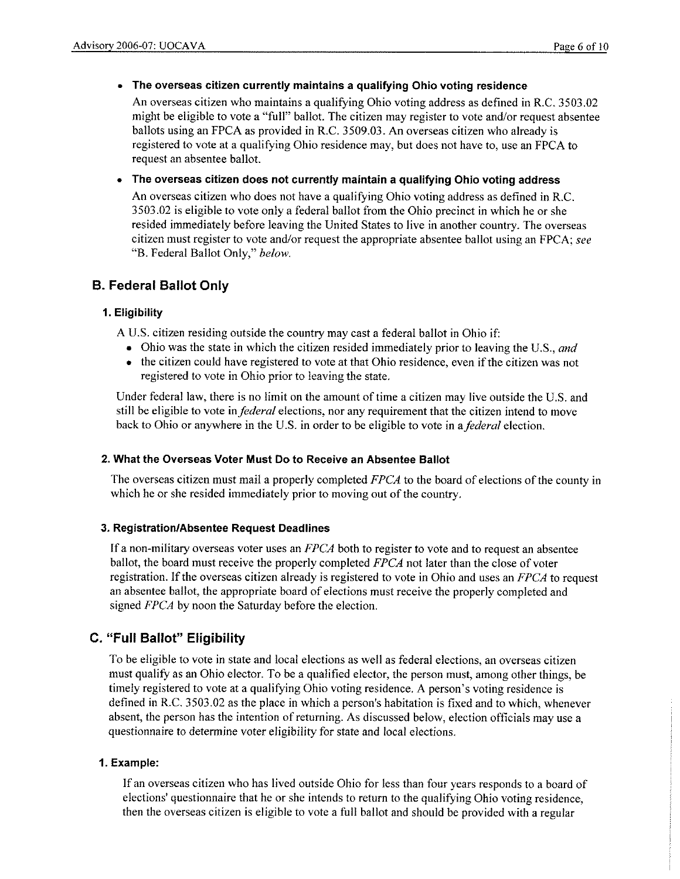- **The overseas citizen currently maintains a qualifying Ohio voting residence**

  An overseas citizen who maintains a qualifying Ohio voting address as defined in R.C. 3503.02 might be eligible to vote a "full" ballot. The citizen may register to vote and/or request absentee ballots using an FPCA as provided in R.C. 3509.03. An overseas citizen who already is registered to vote at a qualifying Ohio residence may, but does not have to, use an FPCA to request an absentee ballot.

- **The overseas citizen does not currently maintain a qualifying Ohio voting address**

  An overseas citizen who does not have a qualifying Ohio voting address as defined in R.C. 3503.02 is eligible to vote only a federal ballot from the Ohio precinct in which he or she resided immediately before leaving the United States to live in another country. The overseas citizen must register to vote and/or request the appropriate absentee ballot using an FPCA; *see* "B. Federal Ballot Only," *below*.

## B. Federal Ballot Only

### 1. Eligibility

A U.S. citizen residing outside the country may cast a federal ballot in Ohio if:

- Ohio was the state in which the citizen resided immediately prior to leaving the U.S., *and*
- the citizen could have registered to vote at that Ohio residence, even if the citizen was not registered to vote in Ohio prior to leaving the state.

Under federal law, there is no limit on the amount of time a citizen may live outside the U.S. and still be eligible to vote in *federal* elections, nor any requirement that the citizen intend to move back to Ohio or anywhere in the U.S. in order to be eligible to vote in a *federal* election.

### 2. What the Overseas Voter Must Do to Receive an Absentee Ballot

The overseas citizen must mail a properly completed *FPCA* to the board of elections of the county in which he or she resided immediately prior to moving out of the country.

### 3. Registration/Absentee Request Deadlines

If a non-military overseas voter uses an *FPCA* both to register to vote and to request an absentee ballot, the board must receive the properly completed *FPCA* not later than the close of voter registration. If the overseas citizen already is registered to vote in Ohio and uses an *FPCA* to request an absentee ballot, the appropriate board of elections must receive the properly completed and signed *FPCA* by noon the Saturday before the election.

## C. "Full Ballot" Eligibility

To be eligible to vote in state and local elections as well as federal elections, an overseas citizen must qualify as an Ohio elector. To be a qualified elector, the person must, among other things, be timely registered to vote at a qualifying Ohio voting residence. A person's voting residence is defined in R.C. 3503.02 as the place in which a person's habitation is fixed and to which, whenever absent, the person has the intention of returning. As discussed below, election officials may use a questionnaire to determine voter eligibility for state and local elections.

### 1. Example:

If an overseas citizen who has lived outside Ohio for less than four years responds to a board of elections' questionnaire that he or she intends to return to the qualifying Ohio voting residence, then the overseas citizen is eligible to vote a full ballot and should be provided with a regular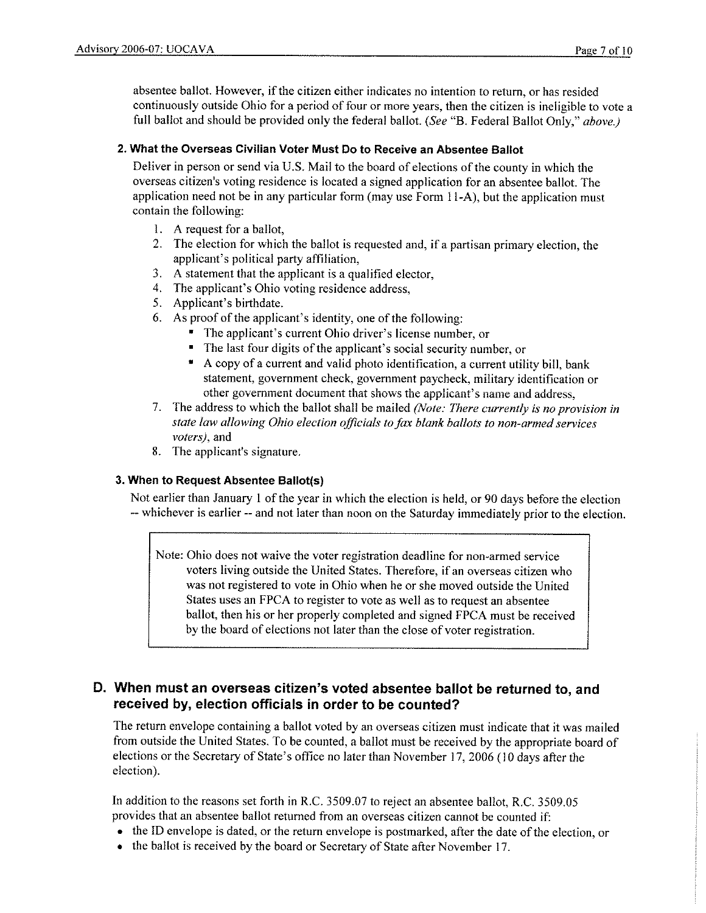absentee ballot. However, if the citizen either indicates no intention to return, or has resided continuously outside Ohio for a period of four or more years, then the citizen is ineligible to vote a full ballot and should be provided only the federal ballot. *(See* "B. Federal Ballot Only," *above.)*

#### 2. What the Overseas Civilian Voter Must Do to Receive an Absentee Ballot

Deliver in person or send via U.S. Mail to the board of elections of the county in which the overseas citizen's voting residence is located a signed application for an absentee ballot. The application need not be in any particular form (may use Form 11-A), but the application must contain the following:

1. A request for a ballot,
2. The election for which the ballot is requested and, if a partisan primary election, the applicant's political party affiliation,
3. A statement that the applicant is a qualified elector,
4. The applicant's Ohio voting residence address,
5. Applicant's birthdate.
6. As proof of the applicant's identity, one of the following:
   - The applicant's current Ohio driver's license number, or
   - The last four digits of the applicant's social security number, or
   - A copy of a current and valid photo identification, a current utility bill, bank statement, government check, government paycheck, military identification or other government document that shows the applicant's name and address,
7. The address to which the ballot shall be mailed *(Note: There currently is no provision in state law allowing Ohio election officials to fax blank ballots to non-armed services voters)*, and
8. The applicant's signature.

#### 3. When to Request Absentee Ballot(s)

Not earlier than January 1 of the year in which the election is held, or 90 days before the election -- whichever is earlier -- and not later than noon on the Saturday immediately prior to the election.

> Note: Ohio does not waive the voter registration deadline for non-armed service voters living outside the United States. Therefore, if an overseas citizen who was not registered to vote in Ohio when he or she moved outside the United States uses an FPCA to register to vote as well as to request an absentee ballot, then his or her properly completed and signed FPCA must be received by the board of elections not later than the close of voter registration.

## D. When must an overseas citizen's voted absentee ballot be returned to, and received by, election officials in order to be counted?

The return envelope containing a ballot voted by an overseas citizen must indicate that it was mailed from outside the United States. To be counted, a ballot must be received by the appropriate board of elections or the Secretary of State's office no later than November 17, 2006 (10 days after the election).

In addition to the reasons set forth in R.C. 3509.07 to reject an absentee ballot, R.C. 3509.05 provides that an absentee ballot returned from an overseas citizen cannot be counted if:

- the ID envelope is dated, or the return envelope is postmarked, after the date of the election, or
- the ballot is received by the board or Secretary of State after November 17.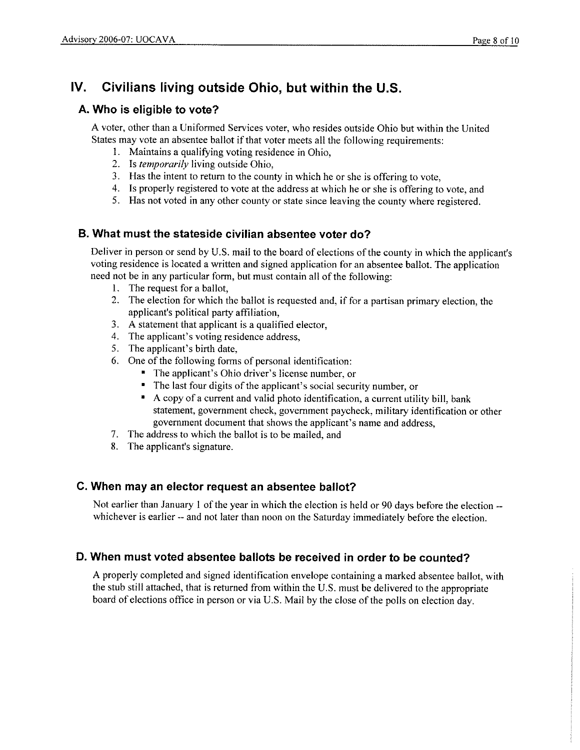## IV. Civilians living outside Ohio, but within the U.S.

### A. Who is eligible to vote?

A voter, other than a Uniformed Services voter, who resides outside Ohio but within the United States may vote an absentee ballot if that voter meets all the following requirements:

1. Maintains a qualifying voting residence in Ohio,
2. Is *temporarily* living outside Ohio,
3. Has the intent to return to the county in which he or she is offering to vote,
4. Is properly registered to vote at the address at which he or she is offering to vote, and
5. Has not voted in any other county or state since leaving the county where registered.

### B. What must the stateside civilian absentee voter do?

Deliver in person or send by U.S. mail to the board of elections of the county in which the applicant's voting residence is located a written and signed application for an absentee ballot. The application need not be in any particular form, but must contain all of the following:

1. The request for a ballot,
2. The election for which the ballot is requested and, if for a partisan primary election, the applicant's political party affiliation,
3. A statement that applicant is a qualified elector,
4. The applicant's voting residence address,
5. The applicant's birth date,
6. One of the following forms of personal identification:
   - The applicant's Ohio driver's license number, or
   - The last four digits of the applicant's social security number, or
   - A copy of a current and valid photo identification, a current utility bill, bank statement, government check, government paycheck, military identification or other government document that shows the applicant's name and address,
7. The address to which the ballot is to be mailed, and
8. The applicant's signature.

### C. When may an elector request an absentee ballot?

Not earlier than January 1 of the year in which the election is held or 90 days before the election -- whichever is earlier -- and not later than noon on the Saturday immediately before the election.

### D. When must voted absentee ballots be received in order to be counted?

A properly completed and signed identification envelope containing a marked absentee ballot, with the stub still attached, that is returned from within the U.S. must be delivered to the appropriate board of elections office in person or via U.S. Mail by the close of the polls on election day.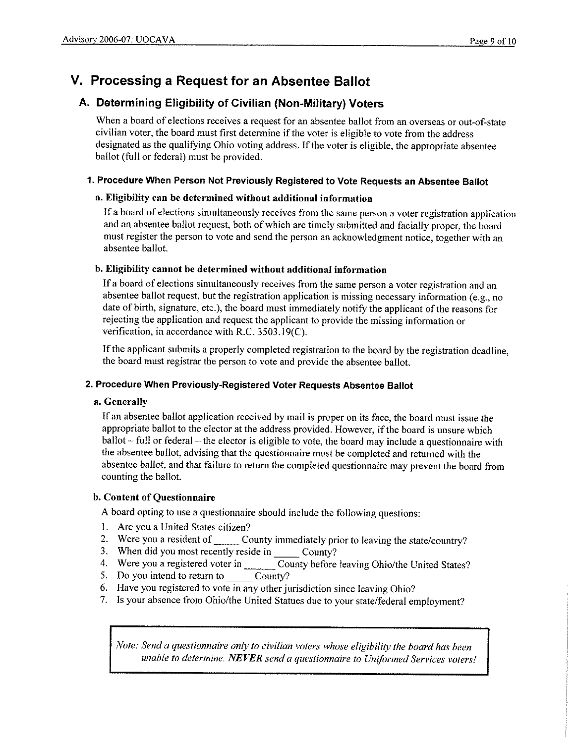# V. Processing a Request for an Absentee Ballot

## A. Determining Eligibility of Civilian (Non-Military) Voters

When a board of elections receives a request for an absentee ballot from an overseas or out-of-state civilian voter, the board must first determine if the voter is eligible to vote from the address designated as the qualifying Ohio voting address. If the voter is eligible, the appropriate absentee ballot (full or federal) must be provided.

### 1. Procedure When Person Not Previously Registered to Vote Requests an Absentee Ballot

#### a. Eligibility can be determined without additional information

If a board of elections simultaneously receives from the same person a voter registration application and an absentee ballot request, both of which are timely submitted and facially proper, the board must register the person to vote and send the person an acknowledgment notice, together with an absentee ballot.

#### b. Eligibility cannot be determined without additional information

If a board of elections simultaneously receives from the same person a voter registration and an absentee ballot request, but the registration application is missing necessary information (e.g., no date of birth, signature, etc.), the board must immediately notify the applicant of the reasons for rejecting the application and request the applicant to provide the missing information or verification, in accordance with R.C. 3503.19(C).

If the applicant submits a properly completed registration to the board by the registration deadline, the board must registrar the person to vote and provide the absentee ballot.

### 2. Procedure When Previously-Registered Voter Requests Absentee Ballot

#### a. Generally

If an absentee ballot application received by mail is proper on its face, the board must issue the appropriate ballot to the elector at the address provided. However, if the board is unsure which ballot – full or federal – the elector is eligible to vote, the board may include a questionnaire with the absentee ballot, advising that the questionnaire must be completed and returned with the absentee ballot, and that failure to return the completed questionnaire may prevent the board from counting the ballot.

#### b. Content of Questionnaire

A board opting to use a questionnaire should include the following questions:

1. Are you a United States citizen?
2. Were you a resident of _____ County immediately prior to leaving the state/country?
3. When did you most recently reside in _____ County?
4. Were you a registered voter in _______ County before leaving Ohio/the United States?
5. Do you intend to return to _____ County?
6. Have you registered to vote in any other jurisdiction since leaving Ohio?
7. Is your absence from Ohio/the United Statues due to your state/federal employment?

> *Note: Send a questionnaire only to civilian voters whose eligibility the board has been unable to determine.* ***NEVER*** *send a questionnaire to Uniformed Services voters!*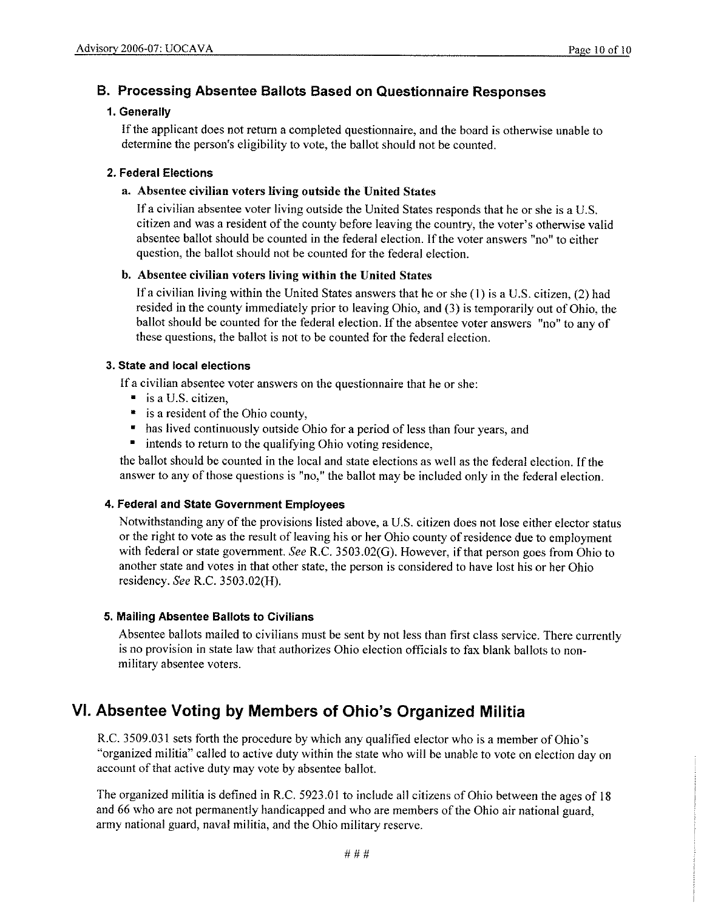## B. Processing Absentee Ballots Based on Questionnaire Responses

### 1. Generally

If the applicant does not return a completed questionnaire, and the board is otherwise unable to determine the person's eligibility to vote, the ballot should not be counted.

### 2. Federal Elections

#### a. Absentee civilian voters living outside the United States

If a civilian absentee voter living outside the United States responds that he or she is a U.S. citizen and was a resident of the county before leaving the country, the voter's otherwise valid absentee ballot should be counted in the federal election. If the voter answers "no" to either question, the ballot should not be counted for the federal election.

#### b. Absentee civilian voters living within the United States

If a civilian living within the United States answers that he or she (1) is a U.S. citizen, (2) had resided in the county immediately prior to leaving Ohio, and (3) is temporarily out of Ohio, the ballot should be counted for the federal election. If the absentee voter answers "no" to any of these questions, the ballot is not to be counted for the federal election.

### 3. State and local elections

If a civilian absentee voter answers on the questionnaire that he or she:

- is a U.S. citizen,
- is a resident of the Ohio county,
- has lived continuously outside Ohio for a period of less than four years, and
- intends to return to the qualifying Ohio voting residence,

the ballot should be counted in the local and state elections as well as the federal election. If the answer to any of those questions is "no," the ballot may be included only in the federal election.

### 4. Federal and State Government Employees

Notwithstanding any of the provisions listed above, a U.S. citizen does not lose either elector status or the right to vote as the result of leaving his or her Ohio county of residence due to employment with federal or state government. *See* R.C. 3503.02(G). However, if that person goes from Ohio to another state and votes in that other state, the person is considered to have lost his or her Ohio residency. *See* R.C. 3503.02(H).

### 5. Mailing Absentee Ballots to Civilians

Absentee ballots mailed to civilians must be sent by not less than first class service. There currently is no provision in state law that authorizes Ohio election officials to fax blank ballots to non-military absentee voters.

# VI. Absentee Voting by Members of Ohio's Organized Militia

R.C. 3509.031 sets forth the procedure by which any qualified elector who is a member of Ohio's "organized militia" called to active duty within the state who will be unable to vote on election day on account of that active duty may vote by absentee ballot.

The organized militia is defined in R.C. 5923.01 to include all citizens of Ohio between the ages of 18 and 66 who are not permanently handicapped and who are members of the Ohio air national guard, army national guard, naval militia, and the Ohio military reserve.

# # #